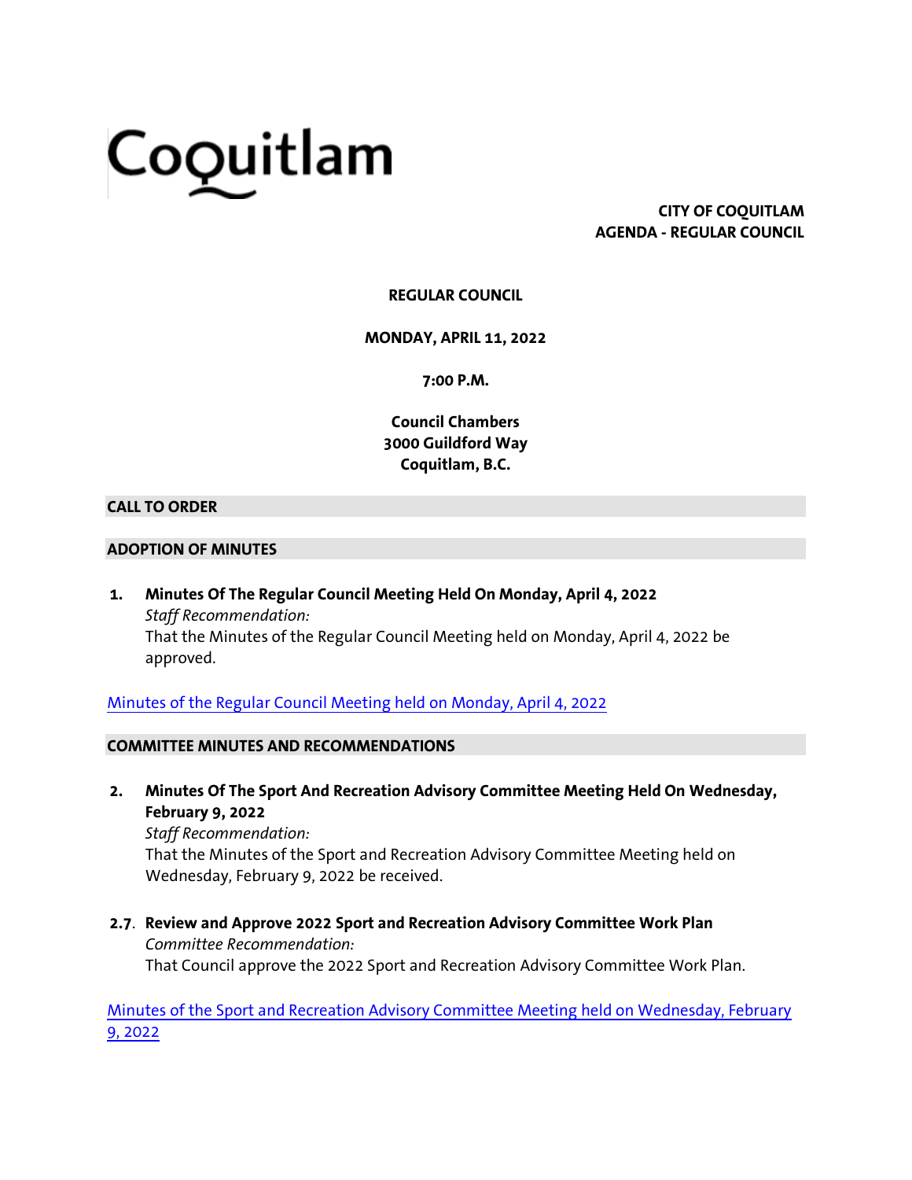# Coquitlam

**CITY OF COQUITLAM**
**AGENDA - REGULAR COUNCIL**

**REGULAR COUNCIL**

**MONDAY, APRIL 11, 2022**

**7:00 P.M.**

**Council Chambers**
**3000 Guildford Way**
**Coquitlam, B.C.**

## CALL TO ORDER

## ADOPTION OF MINUTES

**1. Minutes Of The Regular Council Meeting Held On Monday, April 4, 2022**
*Staff Recommendation:*
That the Minutes of the Regular Council Meeting held on Monday, April 4, 2022 be approved.

Minutes of the Regular Council Meeting held on Monday, April 4, 2022

## COMMITTEE MINUTES AND RECOMMENDATIONS

**2. Minutes Of The Sport And Recreation Advisory Committee Meeting Held On Wednesday, February 9, 2022**
*Staff Recommendation:*
That the Minutes of the Sport and Recreation Advisory Committee Meeting held on Wednesday, February 9, 2022 be received.

**2.7. Review and Approve 2022 Sport and Recreation Advisory Committee Work Plan**
*Committee Recommendation:*
That Council approve the 2022 Sport and Recreation Advisory Committee Work Plan.

Minutes of the Sport and Recreation Advisory Committee Meeting held on Wednesday, February 9, 2022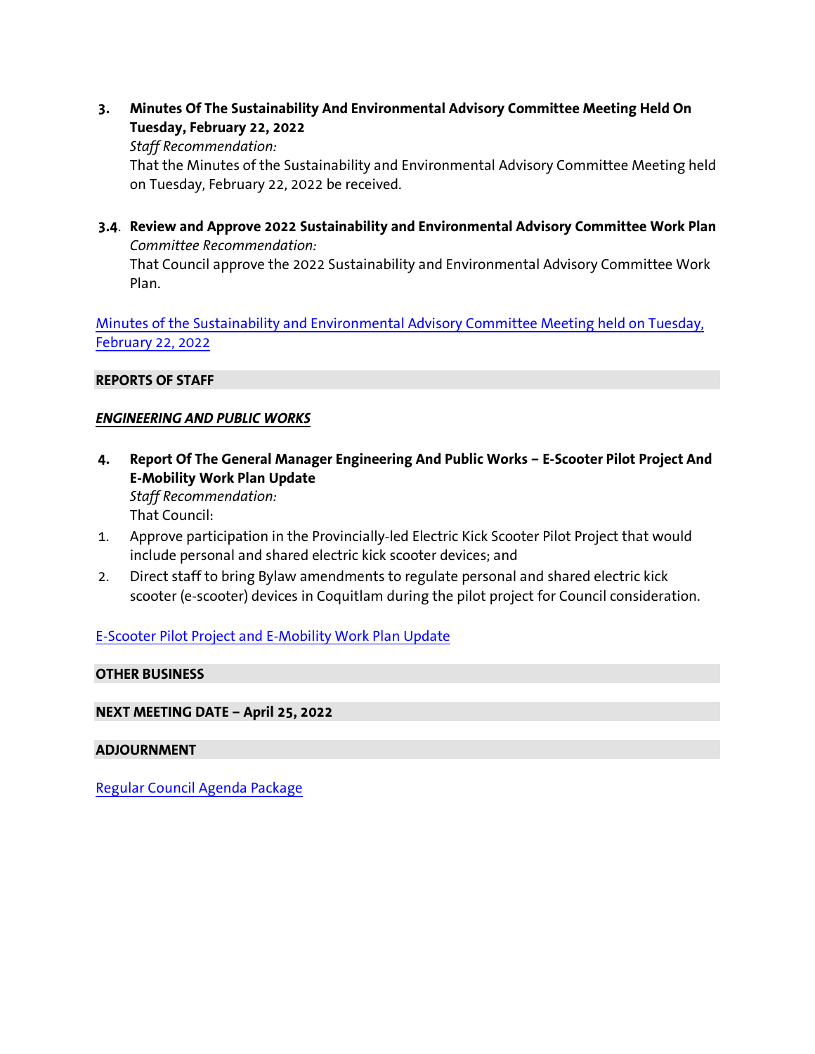**3. Minutes Of The Sustainability And Environmental Advisory Committee Meeting Held On Tuesday, February 22, 2022**

*Staff Recommendation:*

That the Minutes of the Sustainability and Environmental Advisory Committee Meeting held on Tuesday, February 22, 2022 be received.

**3.4. Review and Approve 2022 Sustainability and Environmental Advisory Committee Work Plan**

*Committee Recommendation:*

That Council approve the 2022 Sustainability and Environmental Advisory Committee Work Plan.

Minutes of the Sustainability and Environmental Advisory Committee Meeting held on Tuesday, February 22, 2022

## REPORTS OF STAFF

### ***ENGINEERING AND PUBLIC WORKS***

**4. Report Of The General Manager Engineering And Public Works – E-Scooter Pilot Project And E-Mobility Work Plan Update**

*Staff Recommendation:*

That Council:

1. Approve participation in the Provincially-led Electric Kick Scooter Pilot Project that would include personal and shared electric kick scooter devices; and
2. Direct staff to bring Bylaw amendments to regulate personal and shared electric kick scooter (e-scooter) devices in Coquitlam during the pilot project for Council consideration.

E-Scooter Pilot Project and E-Mobility Work Plan Update

## OTHER BUSINESS

## NEXT MEETING DATE – April 25, 2022

## ADJOURNMENT

Regular Council Agenda Package